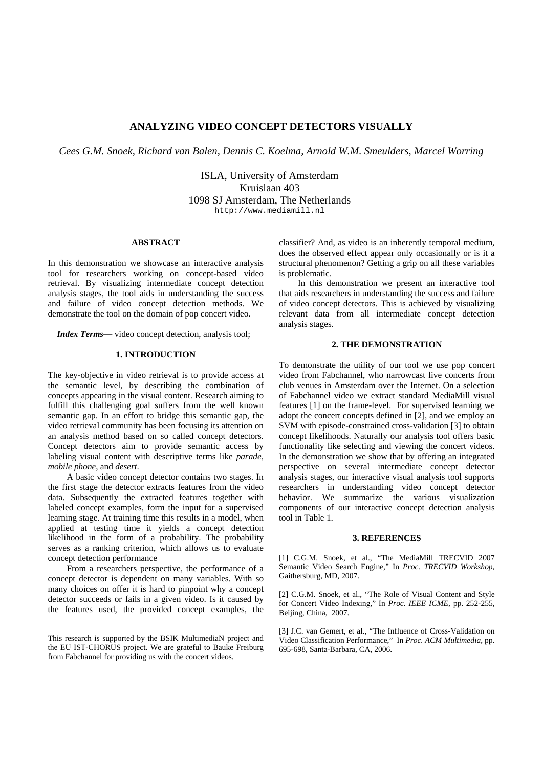# ANALYZING VIDEO CONCEPT DETECTORS VISUALLY

*Cees G.M. Snoek, Richard van Balen, Dennis C. Koelma, Arnold W.M. Smeulders, Marcel Worring*

ISLA, University of Amsterdam
Kruislaan 403
1098 SJ Amsterdam, The Netherlands
http://www.mediamill.nl

## ABSTRACT

In this demonstration we showcase an interactive analysis tool for researchers working on concept-based video retrieval. By visualizing intermediate concept detection analysis stages, the tool aids in understanding the success and failure of video concept detection methods. We demonstrate the tool on the domain of pop concert video.

***Index Terms—*** video concept detection, analysis tool;

## 1. INTRODUCTION

The key-objective in video retrieval is to provide access at the semantic level, by describing the combination of concepts appearing in the visual content. Research aiming to fulfill this challenging goal suffers from the well known semantic gap. In an effort to bridge this semantic gap, the video retrieval community has been focusing its attention on an analysis method based on so called concept detectors. Concept detectors aim to provide semantic access by labeling visual content with descriptive terms like *parade*, *mobile phone*, and *desert*.

A basic video concept detector contains two stages. In the first stage the detector extracts features from the video data. Subsequently the extracted features together with labeled concept examples, form the input for a supervised learning stage. At training time this results in a model, when applied at testing time it yields a concept detection likelihood in the form of a probability. The probability serves as a ranking criterion, which allows us to evaluate concept detection performance

From a researchers perspective, the performance of a concept detector is dependent on many variables. With so many choices on offer it is hard to pinpoint why a concept detector succeeds or fails in a given video. Is it caused by the features used, the provided concept examples, the classifier? And, as video is an inherently temporal medium, does the observed effect appear only occasionally or is it a structural phenomenon? Getting a grip on all these variables is problematic.

In this demonstration we present an interactive tool that aids researchers in understanding the success and failure of video concept detectors. This is achieved by visualizing relevant data from all intermediate concept detection analysis stages.

## 2. THE DEMONSTRATION

To demonstrate the utility of our tool we use pop concert video from Fabchannel, who narrowcast live concerts from club venues in Amsterdam over the Internet. On a selection of Fabchannel video we extract standard MediaMill visual features [1] on the frame-level. For supervised learning we adopt the concert concepts defined in [2], and we employ an SVM with episode-constrained cross-validation [3] to obtain concept likelihoods. Naturally our analysis tool offers basic functionality like selecting and viewing the concert videos. In the demonstration we show that by offering an integrated perspective on several intermediate concept detector analysis stages, our interactive visual analysis tool supports researchers in understanding video concept detector behavior. We summarize the various visualization components of our interactive concept detection analysis tool in Table 1.

## 3. REFERENCES

[1] C.G.M. Snoek, et al., "The MediaMill TRECVID 2007 Semantic Video Search Engine," In *Proc. TRECVID Workshop*, Gaithersburg, MD, 2007.

[2] C.G.M. Snoek, et al., "The Role of Visual Content and Style for Concert Video Indexing," In *Proc. IEEE ICME*, pp. 252-255, Beijing, China, 2007.

[3] J.C. van Gemert, et al., "The Influence of Cross-Validation on Video Classification Performance," In *Proc. ACM Multimedia*, pp. 695-698, Santa-Barbara, CA, 2006.

---

This research is supported by the BSIK MultimediaN project and the EU IST-CHORUS project. We are grateful to Bauke Freiburg from Fabchannel for providing us with the concert videos.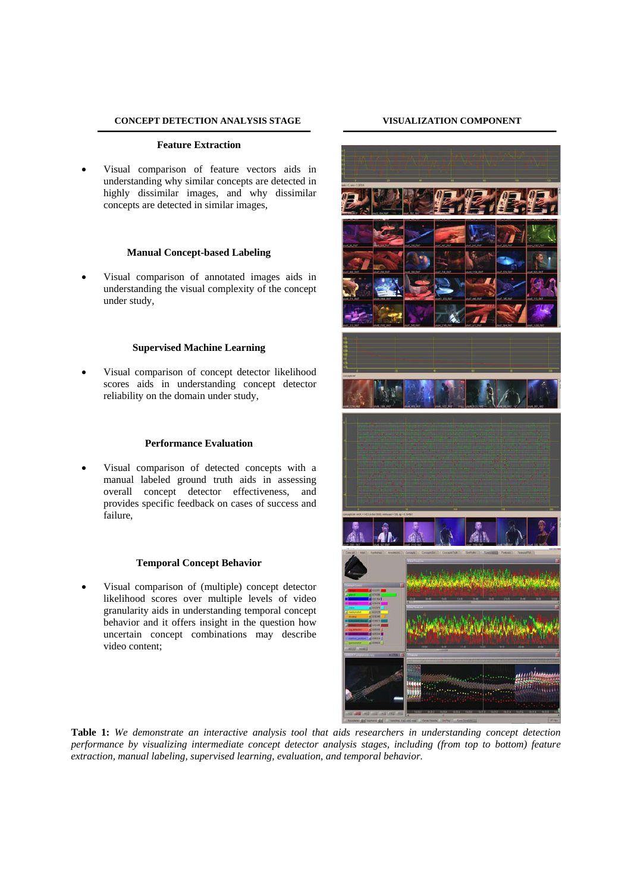| CONCEPT DETECTION ANALYSIS STAGE | VISUALIZATION COMPONENT |
|---|---|
| **Feature Extraction**<br><br>• Visual comparison of feature vectors aids in understanding why similar concepts are detected in highly dissimilar images, and why dissimilar concepts are detected in similar images, | |
| **Manual Concept-based Labeling**<br><br>• Visual comparison of annotated images aids in understanding the visual complexity of the concept under study, | |
| **Supervised Machine Learning**<br><br>• Visual comparison of concept detector likelihood scores aids in understanding concept detector reliability on the domain under study, | |
| **Performance Evaluation**<br><br>• Visual comparison of detected concepts with a manual labeled ground truth aids in assessing overall concept detector effectiveness, and provides specific feedback on cases of success and failure, | |
| **Temporal Concept Behavior**<br><br>• Visual comparison of (multiple) concept detector likelihood scores over multiple levels of video granularity aids in understanding temporal concept behavior and it offers insight in the question how uncertain concept combinations may describe video content; | |

**Table 1:** *We demonstrate an interactive analysis tool that aids researchers in understanding concept detection performance by visualizing intermediate concept detector analysis stages, including (from top to bottom) feature extraction, manual labeling, supervised learning, evaluation, and temporal behavior.*